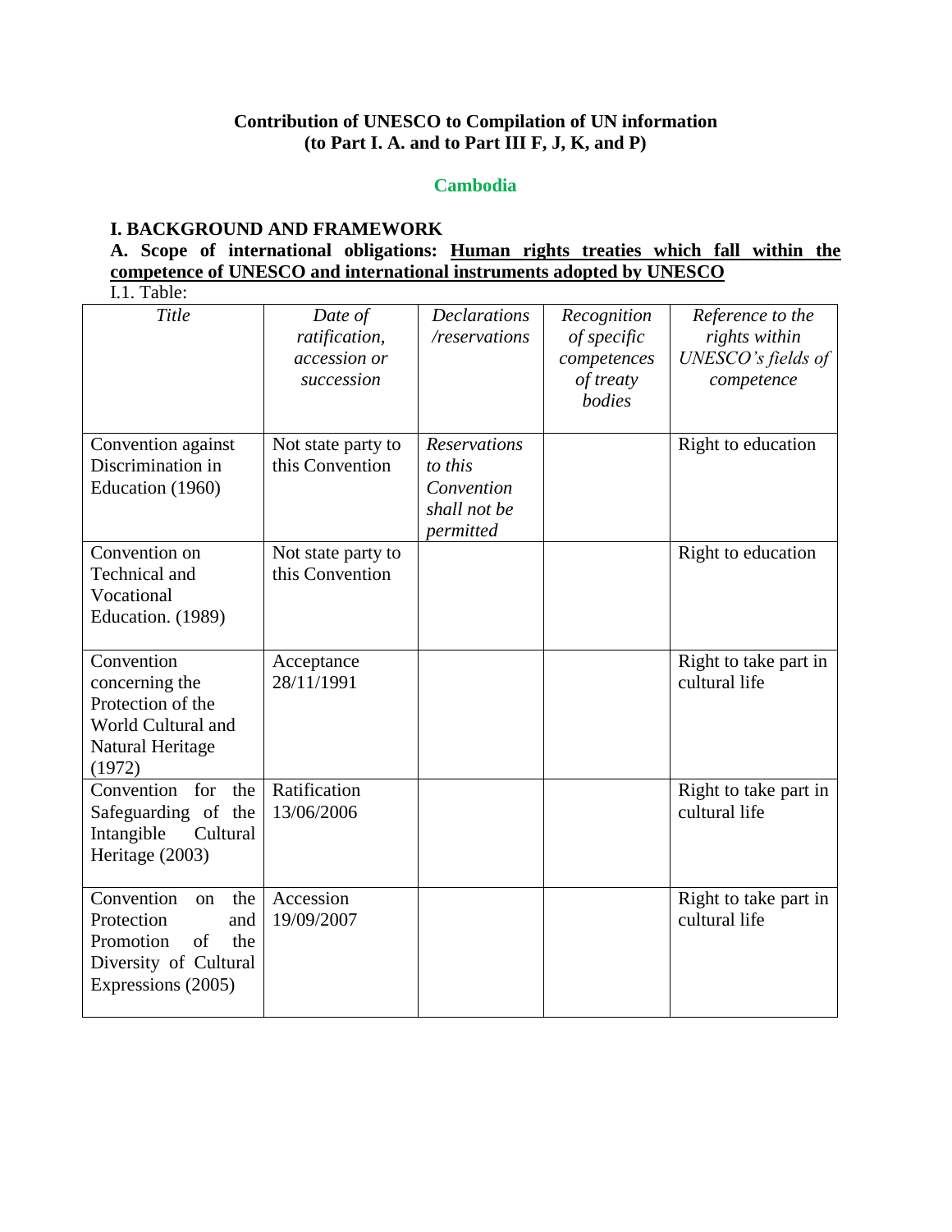**Contribution of UNESCO to Compilation of UN information**
**(to Part I. A. and to Part III F, J, K, and P)**

**Cambodia**

## I. BACKGROUND AND FRAMEWORK

**A. Scope of international obligations: <u>Human rights treaties which fall within the competence of UNESCO and international instruments adopted by UNESCO</u>**

I.1. Table:

| *Title* | *Date of ratification, accession or succession* | *Declarations /reservations* | *Recognition of specific competences of treaty bodies* | *Reference to the rights within UNESCO's fields of competence* |
|---|---|---|---|---|
| Convention against Discrimination in Education (1960) | Not state party to this Convention | *Reservations to this Convention shall not be permitted* | | Right to education |
| Convention on Technical and Vocational Education. (1989) | Not state party to this Convention | | | Right to education |
| Convention concerning the Protection of the World Cultural and Natural Heritage (1972) | Acceptance 28/11/1991 | | | Right to take part in cultural life |
| Convention for the Safeguarding of the Intangible Cultural Heritage (2003) | Ratification 13/06/2006 | | | Right to take part in cultural life |
| Convention on the Protection and Promotion of the Diversity of Cultural Expressions (2005) | Accession 19/09/2007 | | | Right to take part in cultural life |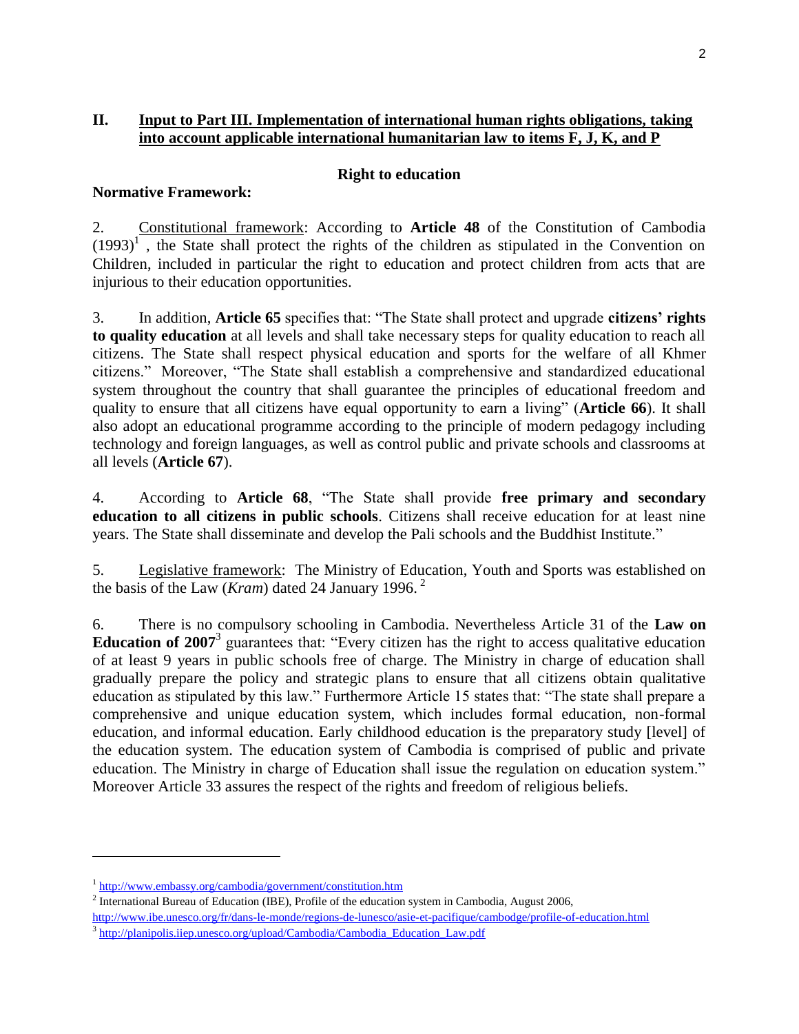## II. Input to Part III. Implementation of international human rights obligations, taking into account applicable international humanitarian law to items F, J, K, and P

### Right to education

**Normative Framework:**

2. Constitutional framework: According to **Article 48** of the Constitution of Cambodia (1993)[1] , the State shall protect the rights of the children as stipulated in the Convention on Children, included in particular the right to education and protect children from acts that are injurious to their education opportunities.

3. In addition, **Article 65** specifies that: "The State shall protect and upgrade **citizens' rights to quality education** at all levels and shall take necessary steps for quality education to reach all citizens. The State shall respect physical education and sports for the welfare of all Khmer citizens." Moreover, "The State shall establish a comprehensive and standardized educational system throughout the country that shall guarantee the principles of educational freedom and quality to ensure that all citizens have equal opportunity to earn a living" (**Article 66**). It shall also adopt an educational programme according to the principle of modern pedagogy including technology and foreign languages, as well as control public and private schools and classrooms at all levels (**Article 67**).

4. According to **Article 68**, "The State shall provide **free primary and secondary education to all citizens in public schools**. Citizens shall receive education for at least nine years. The State shall disseminate and develop the Pali schools and the Buddhist Institute."

5. Legislative framework: The Ministry of Education, Youth and Sports was established on the basis of the Law (*Kram*) dated 24 January 1996. [2]

6. There is no compulsory schooling in Cambodia. Nevertheless Article 31 of the **Law on Education of 2007**[3] guarantees that: "Every citizen has the right to access qualitative education of at least 9 years in public schools free of charge. The Ministry in charge of education shall gradually prepare the policy and strategic plans to ensure that all citizens obtain qualitative education as stipulated by this law." Furthermore Article 15 states that: "The state shall prepare a comprehensive and unique education system, which includes formal education, non-formal education, and informal education. Early childhood education is the preparatory study [level] of the education system. The education system of Cambodia is comprised of public and private education. The Ministry in charge of Education shall issue the regulation on education system." Moreover Article 33 assures the respect of the rights and freedom of religious beliefs.

---

[1] http://www.embassy.org/cambodia/government/constitution.htm

[2] International Bureau of Education (IBE), Profile of the education system in Cambodia, August 2006, http://www.ibe.unesco.org/fr/dans-le-monde/regions-de-lunesco/asie-et-pacifique/cambodge/profile-of-education.html

[3] http://planipolis.iiep.unesco.org/upload/Cambodia/Cambodia_Education_Law.pdf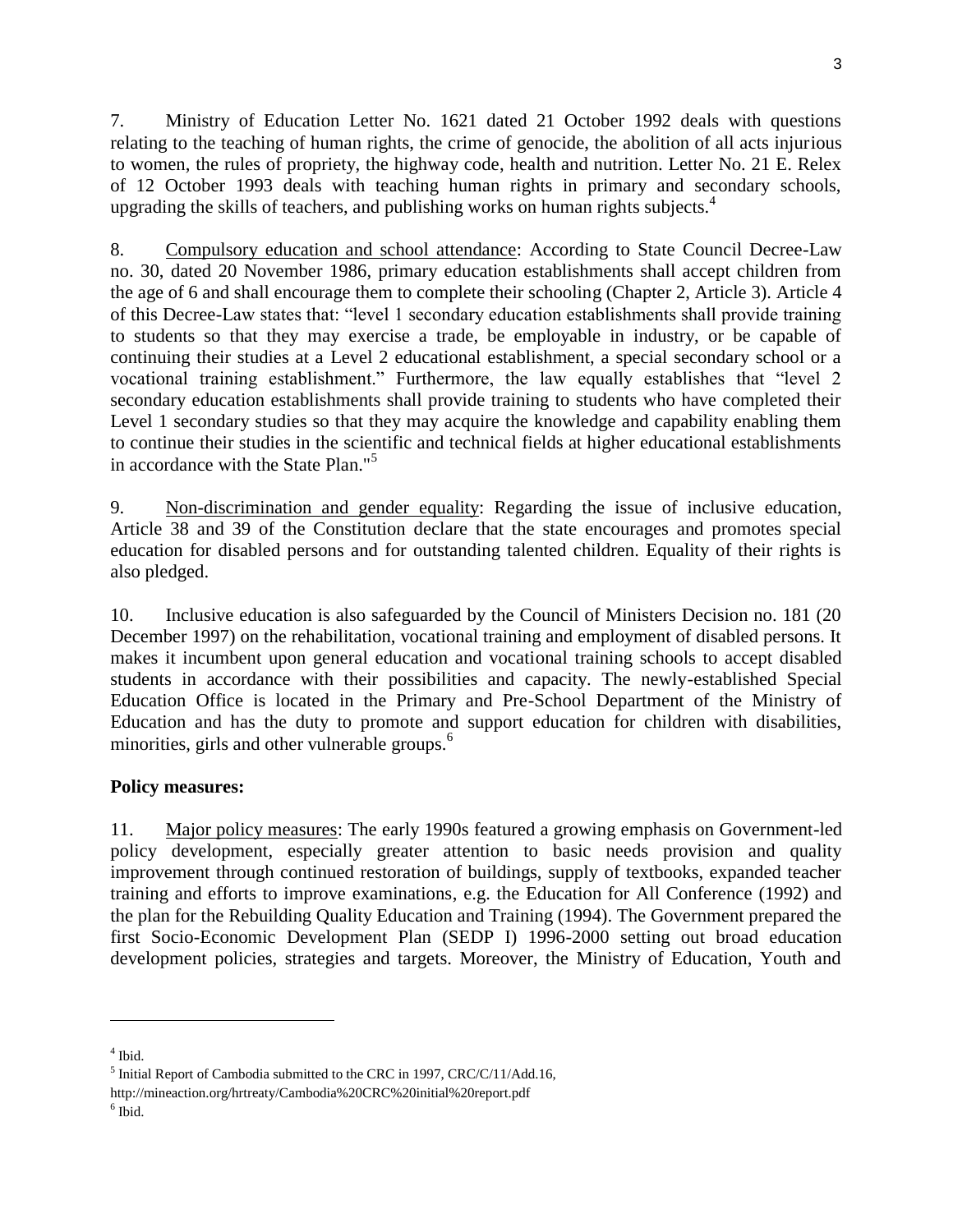7. Ministry of Education Letter No. 1621 dated 21 October 1992 deals with questions relating to the teaching of human rights, the crime of genocide, the abolition of all acts injurious to women, the rules of propriety, the highway code, health and nutrition. Letter No. 21 E. Relex of 12 October 1993 deals with teaching human rights in primary and secondary schools, upgrading the skills of teachers, and publishing works on human rights subjects.[4]

8. Compulsory education and school attendance: According to State Council Decree-Law no. 30, dated 20 November 1986, primary education establishments shall accept children from the age of 6 and shall encourage them to complete their schooling (Chapter 2, Article 3). Article 4 of this Decree-Law states that: "level 1 secondary education establishments shall provide training to students so that they may exercise a trade, be employable in industry, or be capable of continuing their studies at a Level 2 educational establishment, a special secondary school or a vocational training establishment." Furthermore, the law equally establishes that "level 2 secondary education establishments shall provide training to students who have completed their Level 1 secondary studies so that they may acquire the knowledge and capability enabling them to continue their studies in the scientific and technical fields at higher educational establishments in accordance with the State Plan."[5]

9. Non-discrimination and gender equality: Regarding the issue of inclusive education, Article 38 and 39 of the Constitution declare that the state encourages and promotes special education for disabled persons and for outstanding talented children. Equality of their rights is also pledged.

10. Inclusive education is also safeguarded by the Council of Ministers Decision no. 181 (20 December 1997) on the rehabilitation, vocational training and employment of disabled persons. It makes it incumbent upon general education and vocational training schools to accept disabled students in accordance with their possibilities and capacity. The newly-established Special Education Office is located in the Primary and Pre-School Department of the Ministry of Education and has the duty to promote and support education for children with disabilities, minorities, girls and other vulnerable groups.[6]

**Policy measures:**

11. Major policy measures: The early 1990s featured a growing emphasis on Government-led policy development, especially greater attention to basic needs provision and quality improvement through continued restoration of buildings, supply of textbooks, expanded teacher training and efforts to improve examinations, e.g. the Education for All Conference (1992) and the plan for the Rebuilding Quality Education and Training (1994). The Government prepared the first Socio-Economic Development Plan (SEDP I) 1996-2000 setting out broad education development policies, strategies and targets. Moreover, the Ministry of Education, Youth and

---

[4] Ibid.

[5] Initial Report of Cambodia submitted to the CRC in 1997, CRC/C/11/Add.16, http://mineaction.org/hrtreaty/Cambodia%20CRC%20initial%20report.pdf

[6] Ibid.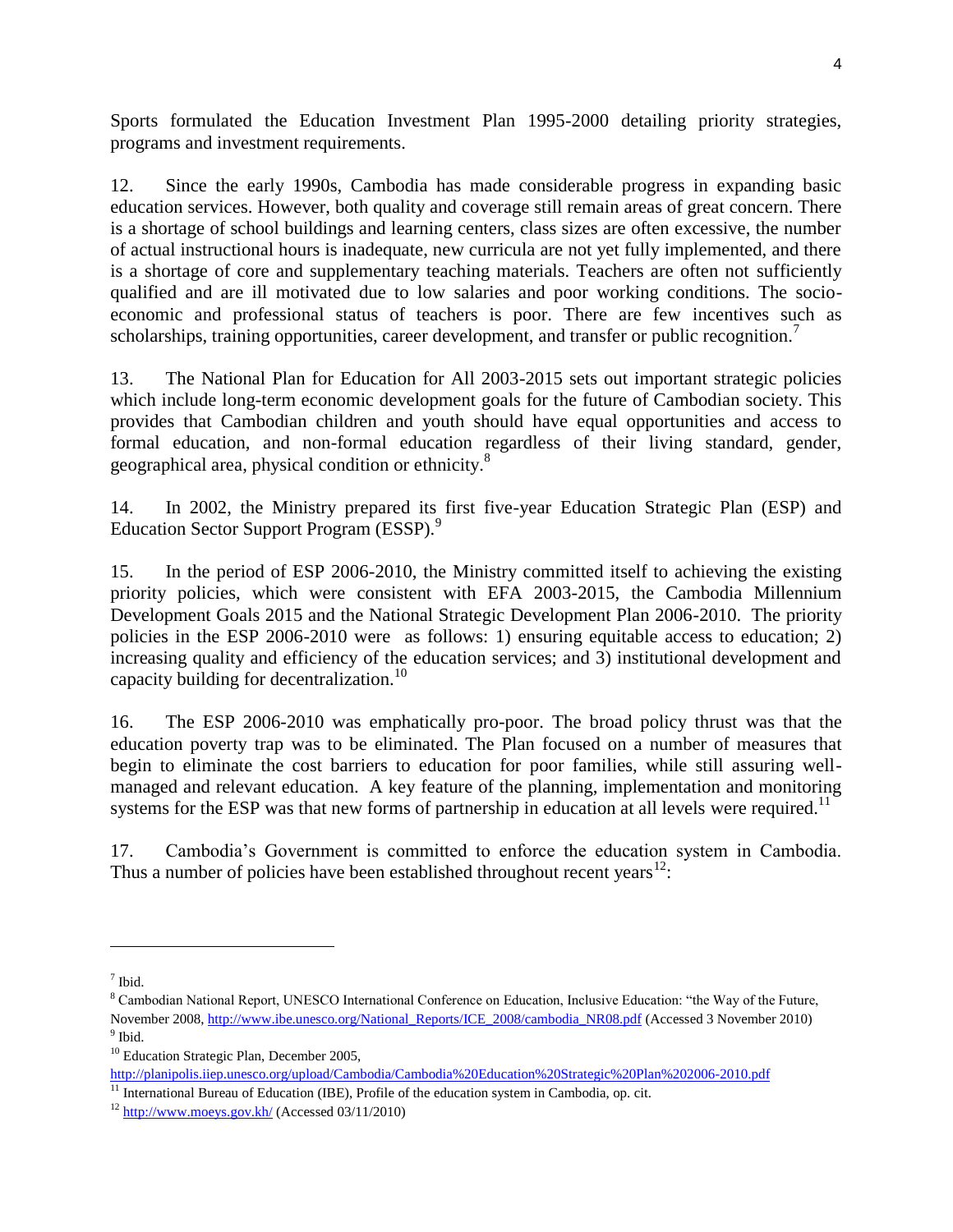Sports formulated the Education Investment Plan 1995-2000 detailing priority strategies, programs and investment requirements.

12. Since the early 1990s, Cambodia has made considerable progress in expanding basic education services. However, both quality and coverage still remain areas of great concern. There is a shortage of school buildings and learning centers, class sizes are often excessive, the number of actual instructional hours is inadequate, new curricula are not yet fully implemented, and there is a shortage of core and supplementary teaching materials. Teachers are often not sufficiently qualified and are ill motivated due to low salaries and poor working conditions. The socio-economic and professional status of teachers is poor. There are few incentives such as scholarships, training opportunities, career development, and transfer or public recognition.[7]

13. The National Plan for Education for All 2003-2015 sets out important strategic policies which include long-term economic development goals for the future of Cambodian society. This provides that Cambodian children and youth should have equal opportunities and access to formal education, and non-formal education regardless of their living standard, gender, geographical area, physical condition or ethnicity.[8]

14. In 2002, the Ministry prepared its first five-year Education Strategic Plan (ESP) and Education Sector Support Program (ESSP).[9]

15. In the period of ESP 2006-2010, the Ministry committed itself to achieving the existing priority policies, which were consistent with EFA 2003-2015, the Cambodia Millennium Development Goals 2015 and the National Strategic Development Plan 2006-2010. The priority policies in the ESP 2006-2010 were as follows: 1) ensuring equitable access to education; 2) increasing quality and efficiency of the education services; and 3) institutional development and capacity building for decentralization.[10]

16. The ESP 2006-2010 was emphatically pro-poor. The broad policy thrust was that the education poverty trap was to be eliminated. The Plan focused on a number of measures that begin to eliminate the cost barriers to education for poor families, while still assuring well-managed and relevant education. A key feature of the planning, implementation and monitoring systems for the ESP was that new forms of partnership in education at all levels were required.[11]

17. Cambodia's Government is committed to enforce the education system in Cambodia. Thus a number of policies have been established throughout recent years[12]:

---

[7] Ibid.

[8] Cambodian National Report, UNESCO International Conference on Education, Inclusive Education: "the Way of the Future, November 2008, http://www.ibe.unesco.org/National_Reports/ICE_2008/cambodia_NR08.pdf (Accessed 3 November 2010)

[9] Ibid.

[10] Education Strategic Plan, December 2005, http://planipolis.iiep.unesco.org/upload/Cambodia/Cambodia%20Education%20Strategic%20Plan%202006-2010.pdf

[11] International Bureau of Education (IBE), Profile of the education system in Cambodia, op. cit.

[12] http://www.moeys.gov.kh/ (Accessed 03/11/2010)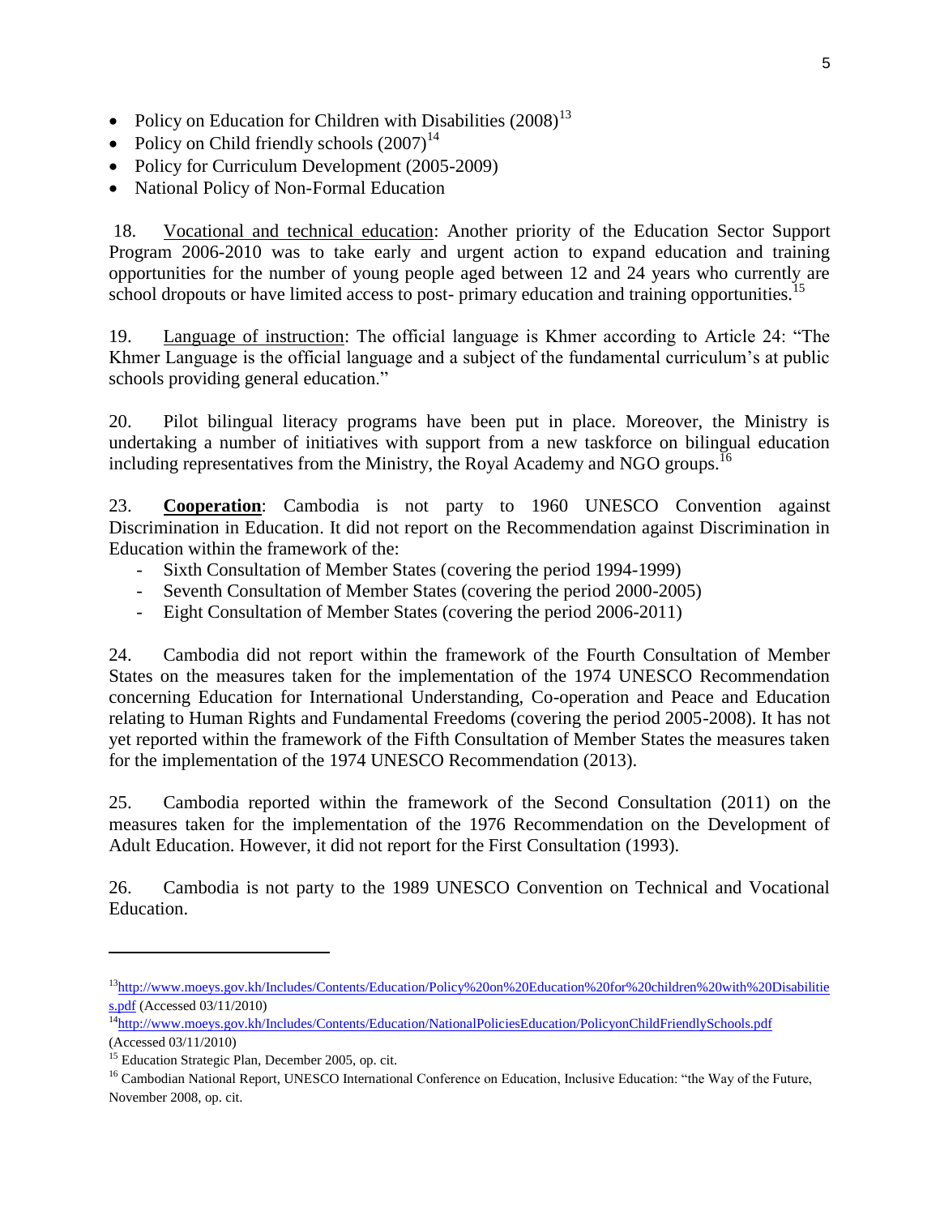- Policy on Education for Children with Disabilities (2008)[13]
- Policy on Child friendly schools (2007)[14]
- Policy for Curriculum Development (2005-2009)
- National Policy of Non-Formal Education

18. Vocational and technical education: Another priority of the Education Sector Support Program 2006-2010 was to take early and urgent action to expand education and training opportunities for the number of young people aged between 12 and 24 years who currently are school dropouts or have limited access to post- primary education and training opportunities.[15]

19. Language of instruction: The official language is Khmer according to Article 24: "The Khmer Language is the official language and a subject of the fundamental curriculum's at public schools providing general education."

20. Pilot bilingual literacy programs have been put in place. Moreover, the Ministry is undertaking a number of initiatives with support from a new taskforce on bilingual education including representatives from the Ministry, the Royal Academy and NGO groups.[16]

23. **Cooperation**: Cambodia is not party to 1960 UNESCO Convention against Discrimination in Education. It did not report on the Recommendation against Discrimination in Education within the framework of the:

- Sixth Consultation of Member States (covering the period 1994-1999)
- Seventh Consultation of Member States (covering the period 2000-2005)
- Eight Consultation of Member States (covering the period 2006-2011)

24. Cambodia did not report within the framework of the Fourth Consultation of Member States on the measures taken for the implementation of the 1974 UNESCO Recommendation concerning Education for International Understanding, Co-operation and Peace and Education relating to Human Rights and Fundamental Freedoms (covering the period 2005-2008). It has not yet reported within the framework of the Fifth Consultation of Member States the measures taken for the implementation of the 1974 UNESCO Recommendation (2013).

25. Cambodia reported within the framework of the Second Consultation (2011) on the measures taken for the implementation of the 1976 Recommendation on the Development of Adult Education. However, it did not report for the First Consultation (1993).

26. Cambodia is not party to the 1989 UNESCO Convention on Technical and Vocational Education.

---

[13] http://www.moeys.gov.kh/Includes/Contents/Education/Policy%20on%20Education%20for%20children%20with%20Disabilities.pdf (Accessed 03/11/2010)

[14] http://www.moeys.gov.kh/Includes/Contents/Education/NationalPoliciesEducation/PolicyonChildFriendlySchools.pdf (Accessed 03/11/2010)

[15] Education Strategic Plan, December 2005, op. cit.

[16] Cambodian National Report, UNESCO International Conference on Education, Inclusive Education: "the Way of the Future, November 2008, op. cit.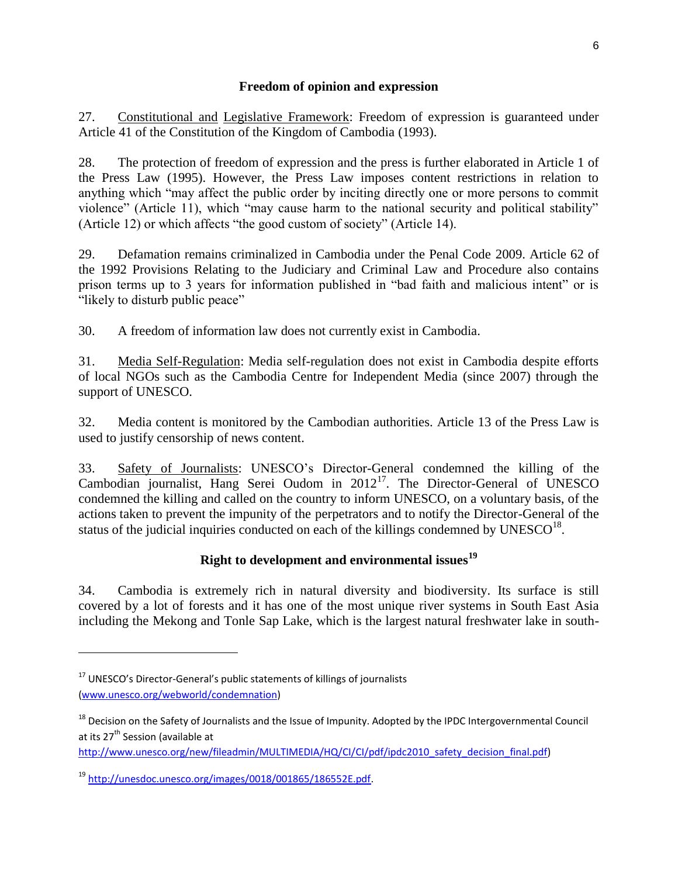## Freedom of opinion and expression

27. Constitutional and Legislative Framework: Freedom of expression is guaranteed under Article 41 of the Constitution of the Kingdom of Cambodia (1993).

28. The protection of freedom of expression and the press is further elaborated in Article 1 of the Press Law (1995). However, the Press Law imposes content restrictions in relation to anything which "may affect the public order by inciting directly one or more persons to commit violence" (Article 11), which "may cause harm to the national security and political stability" (Article 12) or which affects "the good custom of society" (Article 14).

29. Defamation remains criminalized in Cambodia under the Penal Code 2009. Article 62 of the 1992 Provisions Relating to the Judiciary and Criminal Law and Procedure also contains prison terms up to 3 years for information published in "bad faith and malicious intent" or is "likely to disturb public peace"

30. A freedom of information law does not currently exist in Cambodia.

31. Media Self-Regulation: Media self-regulation does not exist in Cambodia despite efforts of local NGOs such as the Cambodia Centre for Independent Media (since 2007) through the support of UNESCO.

32. Media content is monitored by the Cambodian authorities. Article 13 of the Press Law is used to justify censorship of news content.

33. Safety of Journalists: UNESCO's Director-General condemned the killing of the Cambodian journalist, Hang Serei Oudom in 2012[17]. The Director-General of UNESCO condemned the killing and called on the country to inform UNESCO, on a voluntary basis, of the actions taken to prevent the impunity of the perpetrators and to notify the Director-General of the status of the judicial inquiries conducted on each of the killings condemned by UNESCO[18].

## Right to development and environmental issues[19]

34. Cambodia is extremely rich in natural diversity and biodiversity. Its surface is still covered by a lot of forests and it has one of the most unique river systems in South East Asia including the Mekong and Tonle Sap Lake, which is the largest natural freshwater lake in south-

---

[17] UNESCO's Director-General's public statements of killings of journalists (www.unesco.org/webworld/condemnation)

[18] Decision on the Safety of Journalists and the Issue of Impunity. Adopted by the IPDC Intergovernmental Council at its 27th Session (available at http://www.unesco.org/new/fileadmin/MULTIMEDIA/HQ/CI/CI/pdf/ipdc2010_safety_decision_final.pdf)

[19] http://unesdoc.unesco.org/images/0018/001865/186552E.pdf.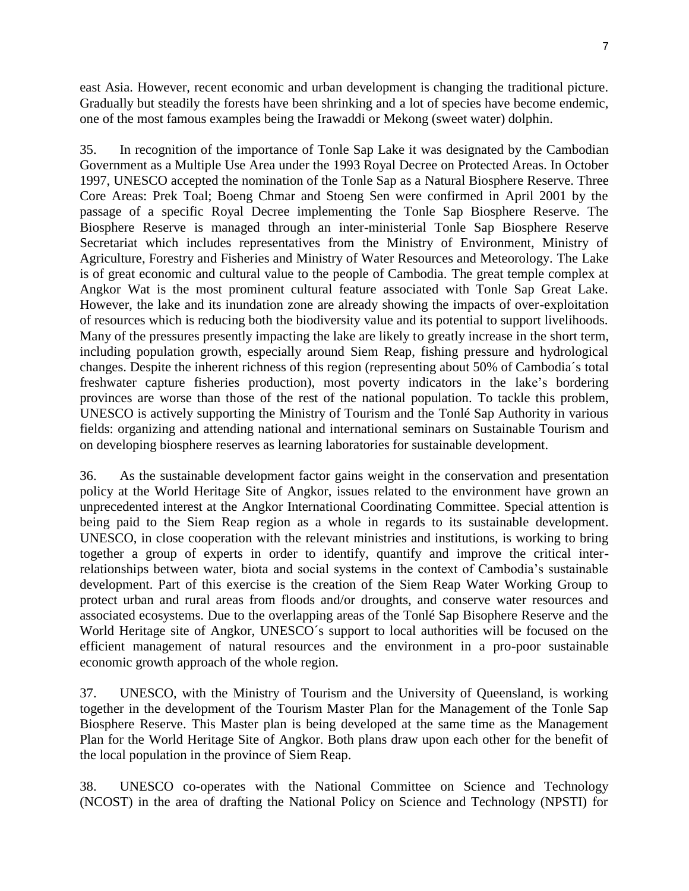east Asia. However, recent economic and urban development is changing the traditional picture. Gradually but steadily the forests have been shrinking and a lot of species have become endemic, one of the most famous examples being the Irawaddi or Mekong (sweet water) dolphin.

35. In recognition of the importance of Tonle Sap Lake it was designated by the Cambodian Government as a Multiple Use Area under the 1993 Royal Decree on Protected Areas. In October 1997, UNESCO accepted the nomination of the Tonle Sap as a Natural Biosphere Reserve. Three Core Areas: Prek Toal; Boeng Chmar and Stoeng Sen were confirmed in April 2001 by the passage of a specific Royal Decree implementing the Tonle Sap Biosphere Reserve. The Biosphere Reserve is managed through an inter-ministerial Tonle Sap Biosphere Reserve Secretariat which includes representatives from the Ministry of Environment, Ministry of Agriculture, Forestry and Fisheries and Ministry of Water Resources and Meteorology. The Lake is of great economic and cultural value to the people of Cambodia. The great temple complex at Angkor Wat is the most prominent cultural feature associated with Tonle Sap Great Lake. However, the lake and its inundation zone are already showing the impacts of over-exploitation of resources which is reducing both the biodiversity value and its potential to support livelihoods. Many of the pressures presently impacting the lake are likely to greatly increase in the short term, including population growth, especially around Siem Reap, fishing pressure and hydrological changes. Despite the inherent richness of this region (representing about 50% of Cambodia´s total freshwater capture fisheries production), most poverty indicators in the lake's bordering provinces are worse than those of the rest of the national population. To tackle this problem, UNESCO is actively supporting the Ministry of Tourism and the Tonlé Sap Authority in various fields: organizing and attending national and international seminars on Sustainable Tourism and on developing biosphere reserves as learning laboratories for sustainable development.

36. As the sustainable development factor gains weight in the conservation and presentation policy at the World Heritage Site of Angkor, issues related to the environment have grown an unprecedented interest at the Angkor International Coordinating Committee. Special attention is being paid to the Siem Reap region as a whole in regards to its sustainable development. UNESCO, in close cooperation with the relevant ministries and institutions, is working to bring together a group of experts in order to identify, quantify and improve the critical inter-relationships between water, biota and social systems in the context of Cambodia's sustainable development. Part of this exercise is the creation of the Siem Reap Water Working Group to protect urban and rural areas from floods and/or droughts, and conserve water resources and associated ecosystems. Due to the overlapping areas of the Tonlé Sap Bisophere Reserve and the World Heritage site of Angkor, UNESCO´s support to local authorities will be focused on the efficient management of natural resources and the environment in a pro-poor sustainable economic growth approach of the whole region.

37. UNESCO, with the Ministry of Tourism and the University of Queensland, is working together in the development of the Tourism Master Plan for the Management of the Tonle Sap Biosphere Reserve. This Master plan is being developed at the same time as the Management Plan for the World Heritage Site of Angkor. Both plans draw upon each other for the benefit of the local population in the province of Siem Reap.

38. UNESCO co-operates with the National Committee on Science and Technology (NCOST) in the area of drafting the National Policy on Science and Technology (NPSTI) for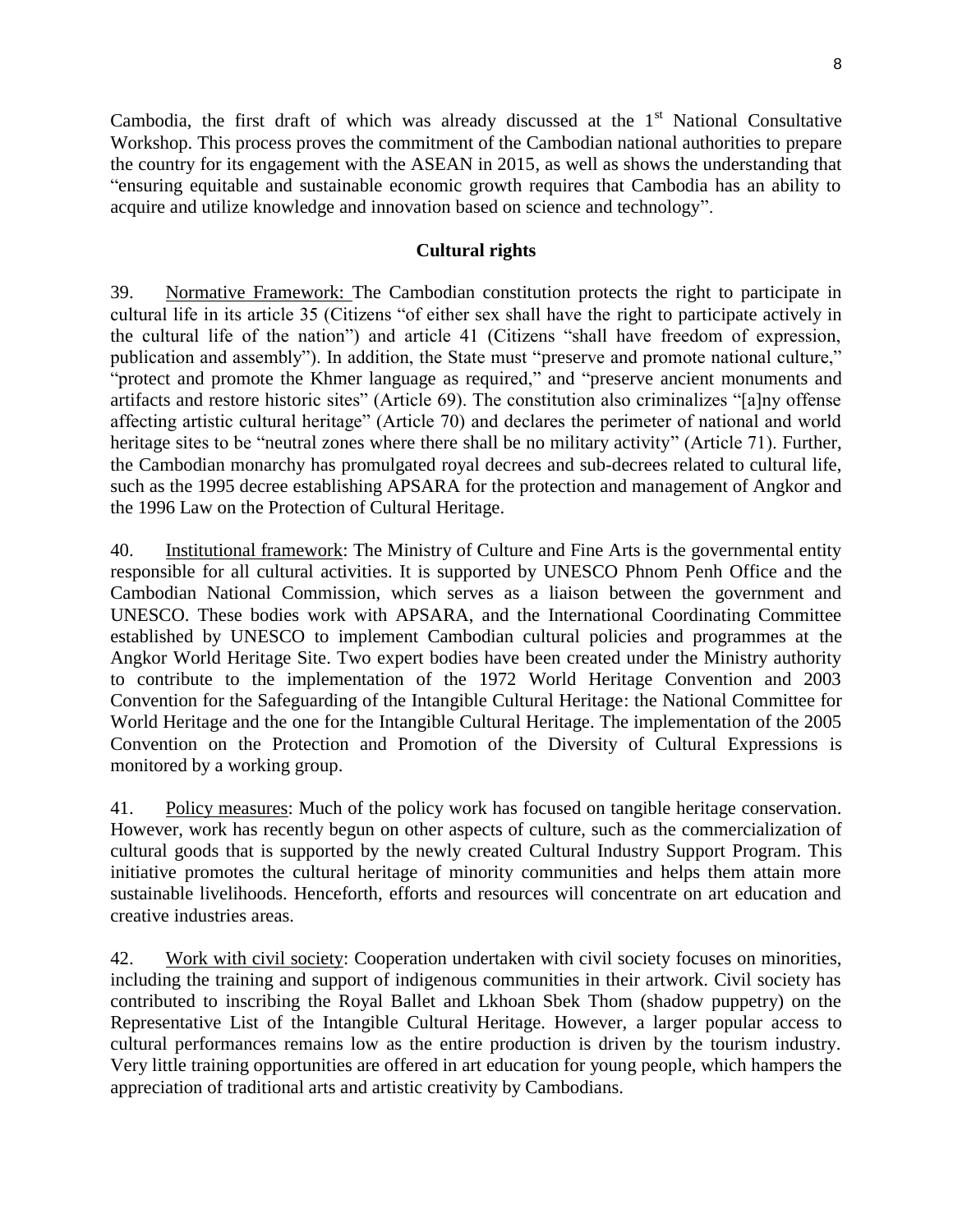Cambodia, the first draft of which was already discussed at the 1st National Consultative Workshop. This process proves the commitment of the Cambodian national authorities to prepare the country for its engagement with the ASEAN in 2015, as well as shows the understanding that "ensuring equitable and sustainable economic growth requires that Cambodia has an ability to acquire and utilize knowledge and innovation based on science and technology".

## Cultural rights

39. Normative Framework: The Cambodian constitution protects the right to participate in cultural life in its article 35 (Citizens "of either sex shall have the right to participate actively in the cultural life of the nation") and article 41 (Citizens "shall have freedom of expression, publication and assembly"). In addition, the State must "preserve and promote national culture," "protect and promote the Khmer language as required," and "preserve ancient monuments and artifacts and restore historic sites" (Article 69). The constitution also criminalizes "[a]ny offense affecting artistic cultural heritage" (Article 70) and declares the perimeter of national and world heritage sites to be "neutral zones where there shall be no military activity" (Article 71). Further, the Cambodian monarchy has promulgated royal decrees and sub-decrees related to cultural life, such as the 1995 decree establishing APSARA for the protection and management of Angkor and the 1996 Law on the Protection of Cultural Heritage.

40. Institutional framework: The Ministry of Culture and Fine Arts is the governmental entity responsible for all cultural activities. It is supported by UNESCO Phnom Penh Office and the Cambodian National Commission, which serves as a liaison between the government and UNESCO. These bodies work with APSARA, and the International Coordinating Committee established by UNESCO to implement Cambodian cultural policies and programmes at the Angkor World Heritage Site. Two expert bodies have been created under the Ministry authority to contribute to the implementation of the 1972 World Heritage Convention and 2003 Convention for the Safeguarding of the Intangible Cultural Heritage: the National Committee for World Heritage and the one for the Intangible Cultural Heritage. The implementation of the 2005 Convention on the Protection and Promotion of the Diversity of Cultural Expressions is monitored by a working group.

41. Policy measures: Much of the policy work has focused on tangible heritage conservation. However, work has recently begun on other aspects of culture, such as the commercialization of cultural goods that is supported by the newly created Cultural Industry Support Program. This initiative promotes the cultural heritage of minority communities and helps them attain more sustainable livelihoods. Henceforth, efforts and resources will concentrate on art education and creative industries areas.

42. Work with civil society: Cooperation undertaken with civil society focuses on minorities, including the training and support of indigenous communities in their artwork. Civil society has contributed to inscribing the Royal Ballet and Lkhoan Sbek Thom (shadow puppetry) on the Representative List of the Intangible Cultural Heritage. However, a larger popular access to cultural performances remains low as the entire production is driven by the tourism industry. Very little training opportunities are offered in art education for young people, which hampers the appreciation of traditional arts and artistic creativity by Cambodians.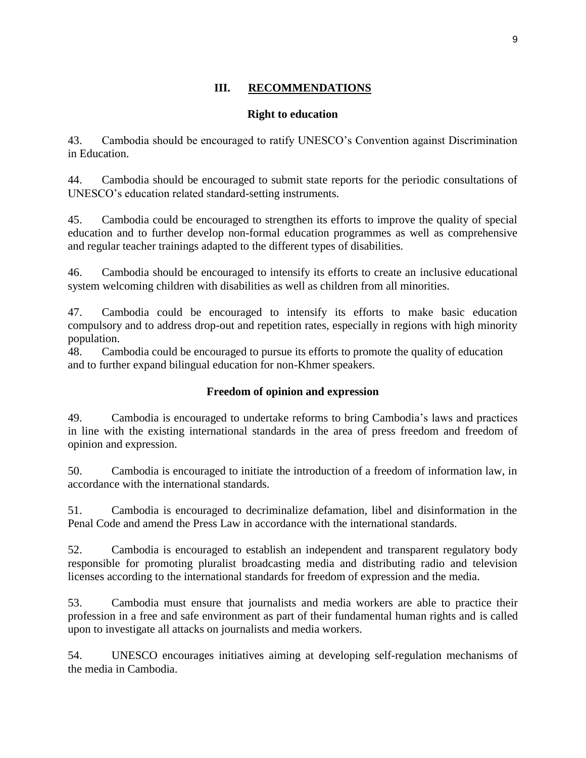## III. RECOMMENDATIONS

### Right to education

43. Cambodia should be encouraged to ratify UNESCO's Convention against Discrimination in Education.

44. Cambodia should be encouraged to submit state reports for the periodic consultations of UNESCO's education related standard-setting instruments.

45. Cambodia could be encouraged to strengthen its efforts to improve the quality of special education and to further develop non-formal education programmes as well as comprehensive and regular teacher trainings adapted to the different types of disabilities.

46. Cambodia should be encouraged to intensify its efforts to create an inclusive educational system welcoming children with disabilities as well as children from all minorities.

47. Cambodia could be encouraged to intensify its efforts to make basic education compulsory and to address drop-out and repetition rates, especially in regions with high minority population.

48. Cambodia could be encouraged to pursue its efforts to promote the quality of education and to further expand bilingual education for non-Khmer speakers.

### Freedom of opinion and expression

49. Cambodia is encouraged to undertake reforms to bring Cambodia's laws and practices in line with the existing international standards in the area of press freedom and freedom of opinion and expression.

50. Cambodia is encouraged to initiate the introduction of a freedom of information law, in accordance with the international standards.

51. Cambodia is encouraged to decriminalize defamation, libel and disinformation in the Penal Code and amend the Press Law in accordance with the international standards.

52. Cambodia is encouraged to establish an independent and transparent regulatory body responsible for promoting pluralist broadcasting media and distributing radio and television licenses according to the international standards for freedom of expression and the media.

53. Cambodia must ensure that journalists and media workers are able to practice their profession in a free and safe environment as part of their fundamental human rights and is called upon to investigate all attacks on journalists and media workers.

54. UNESCO encourages initiatives aiming at developing self-regulation mechanisms of the media in Cambodia.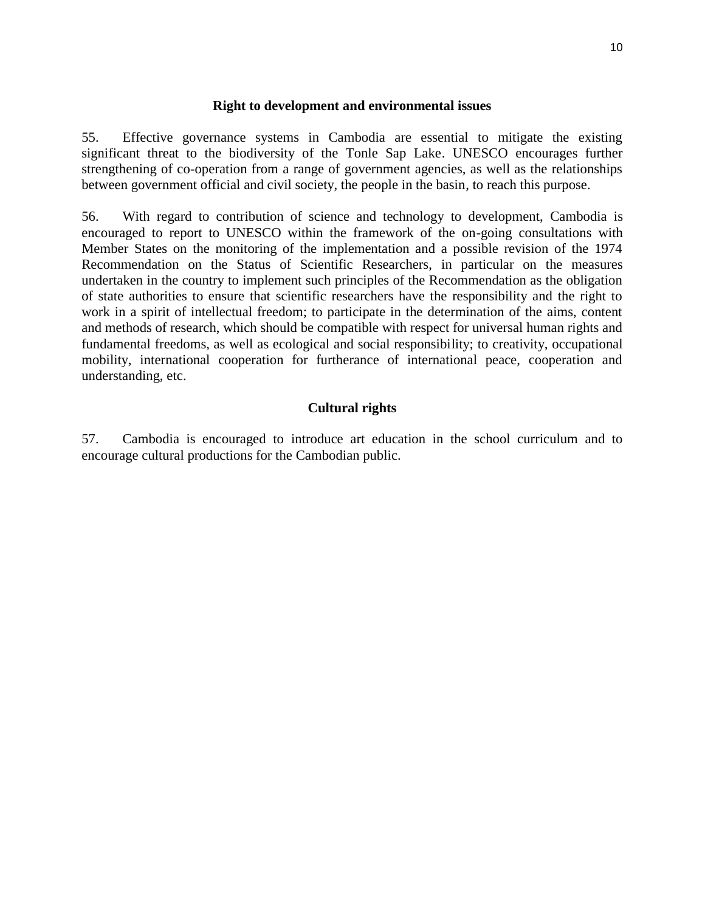### Right to development and environmental issues

55. Effective governance systems in Cambodia are essential to mitigate the existing significant threat to the biodiversity of the Tonle Sap Lake. UNESCO encourages further strengthening of co-operation from a range of government agencies, as well as the relationships between government official and civil society, the people in the basin, to reach this purpose.

56. With regard to contribution of science and technology to development, Cambodia is encouraged to report to UNESCO within the framework of the on-going consultations with Member States on the monitoring of the implementation and a possible revision of the 1974 Recommendation on the Status of Scientific Researchers, in particular on the measures undertaken in the country to implement such principles of the Recommendation as the obligation of state authorities to ensure that scientific researchers have the responsibility and the right to work in a spirit of intellectual freedom; to participate in the determination of the aims, content and methods of research, which should be compatible with respect for universal human rights and fundamental freedoms, as well as ecological and social responsibility; to creativity, occupational mobility, international cooperation for furtherance of international peace, cooperation and understanding, etc.

### Cultural rights

57. Cambodia is encouraged to introduce art education in the school curriculum and to encourage cultural productions for the Cambodian public.